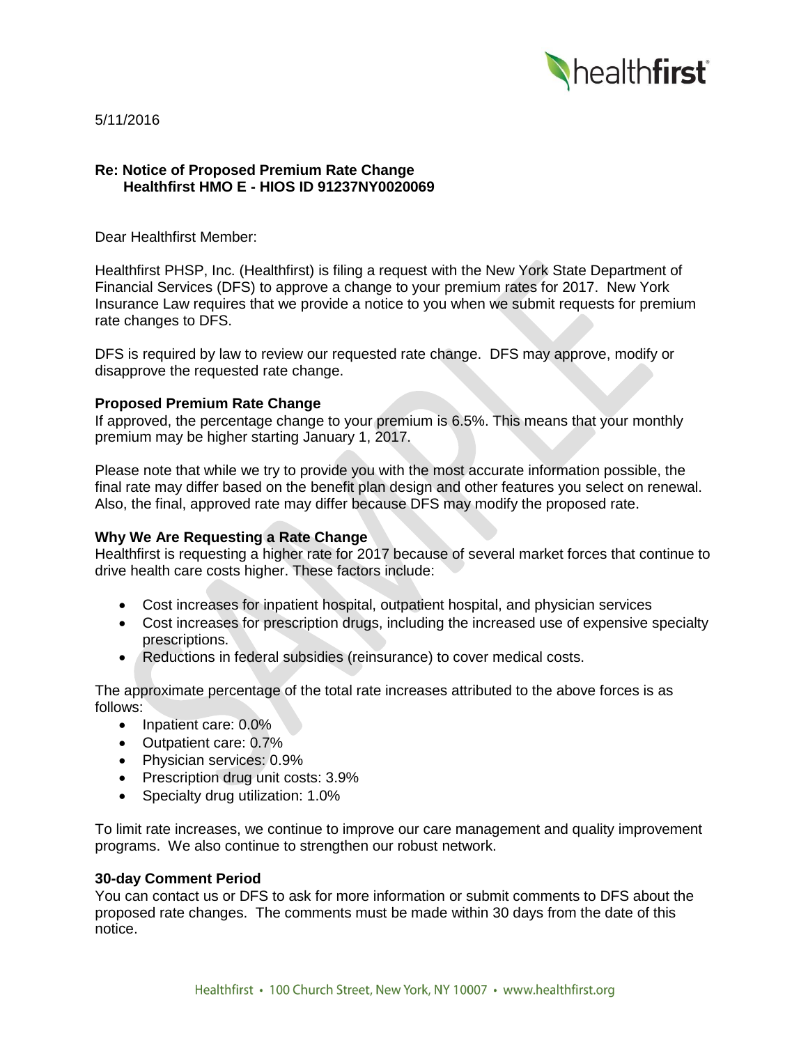5/11/2016

**Re: Notice of Proposed Premium Rate Change**
**Healthfirst HMO E - HIOS ID 91237NY0020069**

Dear Healthfirst Member:

Healthfirst PHSP, Inc. (Healthfirst) is filing a request with the New York State Department of Financial Services (DFS) to approve a change to your premium rates for 2017. New York Insurance Law requires that we provide a notice to you when we submit requests for premium rate changes to DFS.

DFS is required by law to review our requested rate change. DFS may approve, modify or disapprove the requested rate change.

### Proposed Premium Rate Change

If approved, the percentage change to your premium is 6.5%. This means that your monthly premium may be higher starting January 1, 2017.

Please note that while we try to provide you with the most accurate information possible, the final rate may differ based on the benefit plan design and other features you select on renewal. Also, the final, approved rate may differ because DFS may modify the proposed rate.

### Why We Are Requesting a Rate Change

Healthfirst is requesting a higher rate for 2017 because of several market forces that continue to drive health care costs higher. These factors include:

- Cost increases for inpatient hospital, outpatient hospital, and physician services
- Cost increases for prescription drugs, including the increased use of expensive specialty prescriptions.
- Reductions in federal subsidies (reinsurance) to cover medical costs.

The approximate percentage of the total rate increases attributed to the above forces is as follows:

- Inpatient care: 0.0%
- Outpatient care: 0.7%
- Physician services: 0.9%
- Prescription drug unit costs: 3.9%
- Specialty drug utilization: 1.0%

To limit rate increases, we continue to improve our care management and quality improvement programs. We also continue to strengthen our robust network.

### 30-day Comment Period

You can contact us or DFS to ask for more information or submit comments to DFS about the proposed rate changes. The comments must be made within 30 days from the date of this notice.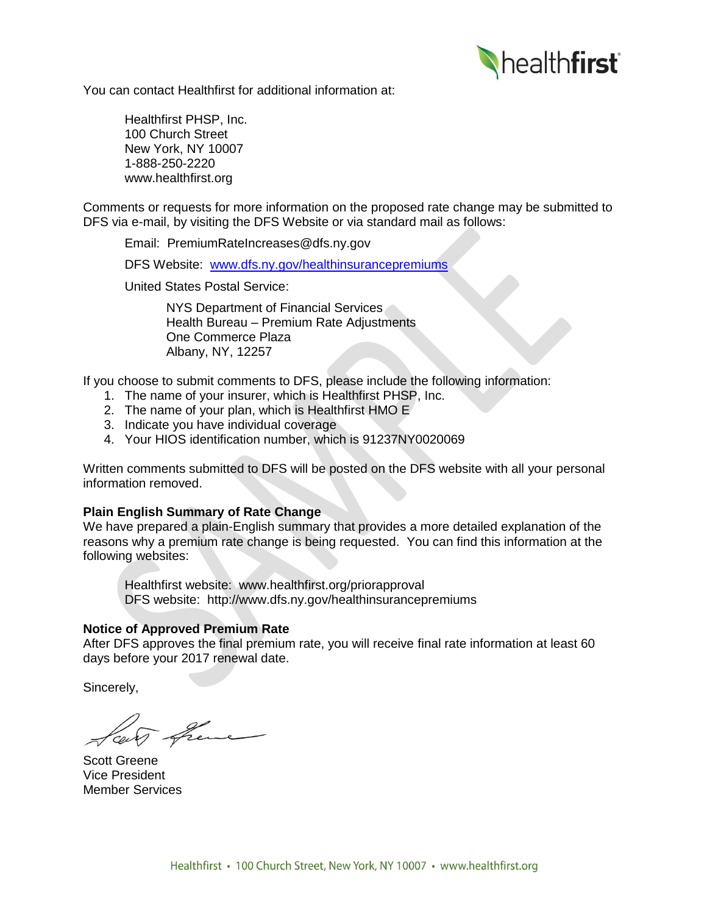You can contact Healthfirst for additional information at:

Healthfirst PHSP, Inc.
100 Church Street
New York, NY 10007
1-888-250-2220
www.healthfirst.org

Comments or requests for more information on the proposed rate change may be submitted to DFS via e-mail, by visiting the DFS Website or via standard mail as follows:

Email: PremiumRateIncreases@dfs.ny.gov

DFS Website: www.dfs.ny.gov/healthinsurancepremiums

United States Postal Service:

NYS Department of Financial Services
Health Bureau – Premium Rate Adjustments
One Commerce Plaza
Albany, NY, 12257

If you choose to submit comments to DFS, please include the following information:

1. The name of your insurer, which is Healthfirst PHSP, Inc.
2. The name of your plan, which is Healthfirst HMO E
3. Indicate you have individual coverage
4. Your HIOS identification number, which is 91237NY0020069

Written comments submitted to DFS will be posted on the DFS website with all your personal information removed.

**Plain English Summary of Rate Change**

We have prepared a plain-English summary that provides a more detailed explanation of the reasons why a premium rate change is being requested. You can find this information at the following websites:

Healthfirst website: www.healthfirst.org/priorapproval
DFS website: http://www.dfs.ny.gov/healthinsurancepremiums

**Notice of Approved Premium Rate**

After DFS approves the final premium rate, you will receive final rate information at least 60 days before your 2017 renewal date.

Sincerely,

Scott Greene
Vice President
Member Services